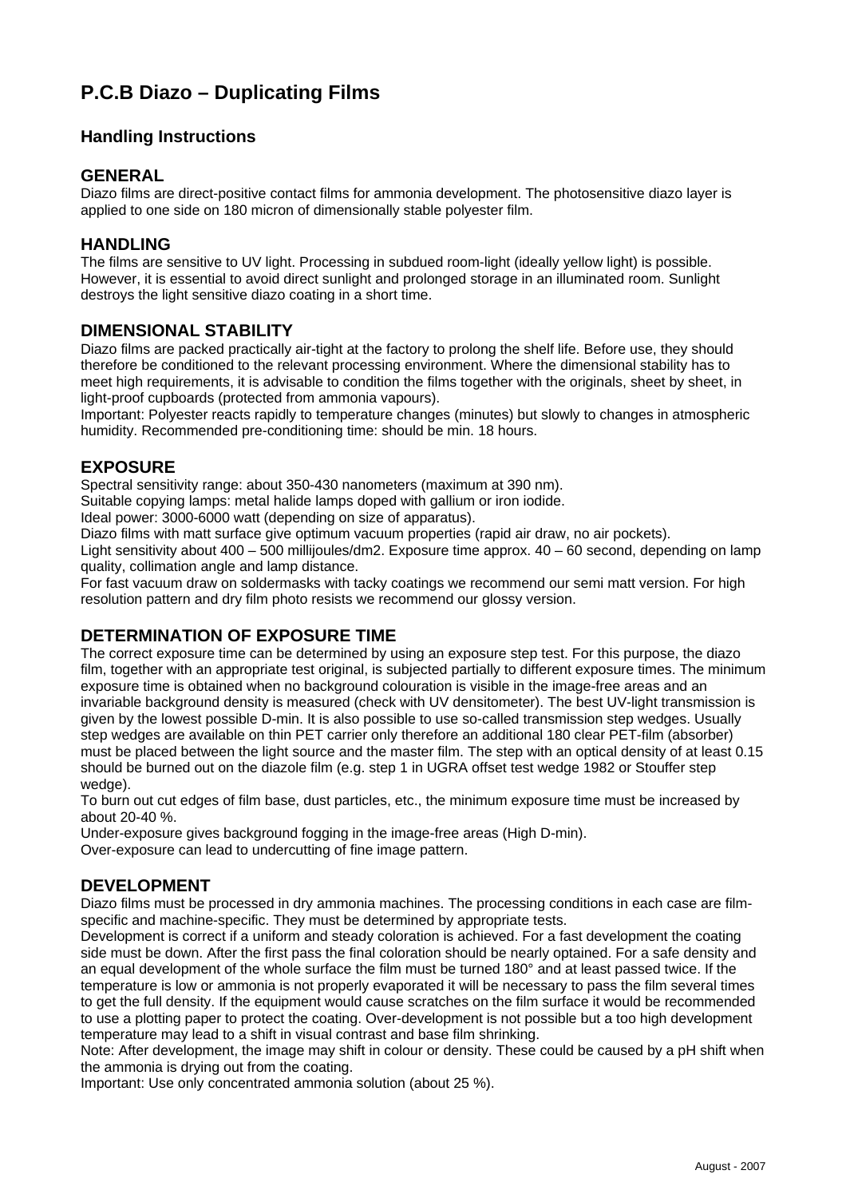# P.C.B Diazo – Duplicating Films

## Handling Instructions

### GENERAL

Diazo films are direct-positive contact films for ammonia development. The photosensitive diazo layer is applied to one side on 180 micron of dimensionally stable polyester film.

### HANDLING

The films are sensitive to UV light. Processing in subdued room-light (ideally yellow light) is possible. However, it is essential to avoid direct sunlight and prolonged storage in an illuminated room. Sunlight destroys the light sensitive diazo coating in a short time.

### DIMENSIONAL STABILITY

Diazo films are packed practically air-tight at the factory to prolong the shelf life. Before use, they should therefore be conditioned to the relevant processing environment. Where the dimensional stability has to meet high requirements, it is advisable to condition the films together with the originals, sheet by sheet, in light-proof cupboards (protected from ammonia vapours).

Important: Polyester reacts rapidly to temperature changes (minutes) but slowly to changes in atmospheric humidity. Recommended pre-conditioning time: should be min. 18 hours.

### EXPOSURE

Spectral sensitivity range: about 350-430 nanometers (maximum at 390 nm).

Suitable copying lamps: metal halide lamps doped with gallium or iron iodide.

Ideal power: 3000-6000 watt (depending on size of apparatus).

Diazo films with matt surface give optimum vacuum properties (rapid air draw, no air pockets).

Light sensitivity about 400 – 500 millijoules/dm2. Exposure time approx. 40 – 60 second, depending on lamp quality, collimation angle and lamp distance.

For fast vacuum draw on soldermasks with tacky coatings we recommend our semi matt version. For high resolution pattern and dry film photo resists we recommend our glossy version.

### DETERMINATION OF EXPOSURE TIME

The correct exposure time can be determined by using an exposure step test. For this purpose, the diazo film, together with an appropriate test original, is subjected partially to different exposure times. The minimum exposure time is obtained when no background colouration is visible in the image-free areas and an invariable background density is measured (check with UV densitometer). The best UV-light transmission is given by the lowest possible D-min. It is also possible to use so-called transmission step wedges. Usually step wedges are available on thin PET carrier only therefore an additional 180 clear PET-film (absorber) must be placed between the light source and the master film. The step with an optical density of at least 0.15 should be burned out on the diazole film (e.g. step 1 in UGRA offset test wedge 1982 or Stouffer step wedge).

To burn out cut edges of film base, dust particles, etc., the minimum exposure time must be increased by about 20-40 %.

Under-exposure gives background fogging in the image-free areas (High D-min).

Over-exposure can lead to undercutting of fine image pattern.

### DEVELOPMENT

Diazo films must be processed in dry ammonia machines. The processing conditions in each case are film-specific and machine-specific. They must be determined by appropriate tests.

Development is correct if a uniform and steady coloration is achieved. For a fast development the coating side must be down. After the first pass the final coloration should be nearly optained. For a safe density and an equal development of the whole surface the film must be turned 180° and at least passed twice. If the temperature is low or ammonia is not properly evaporated it will be necessary to pass the film several times to get the full density. If the equipment would cause scratches on the film surface it would be recommended to use a plotting paper to protect the coating. Over-development is not possible but a too high development temperature may lead to a shift in visual contrast and base film shrinking.

Note: After development, the image may shift in colour or density. These could be caused by a pH shift when the ammonia is drying out from the coating.

Important: Use only concentrated ammonia solution (about 25 %).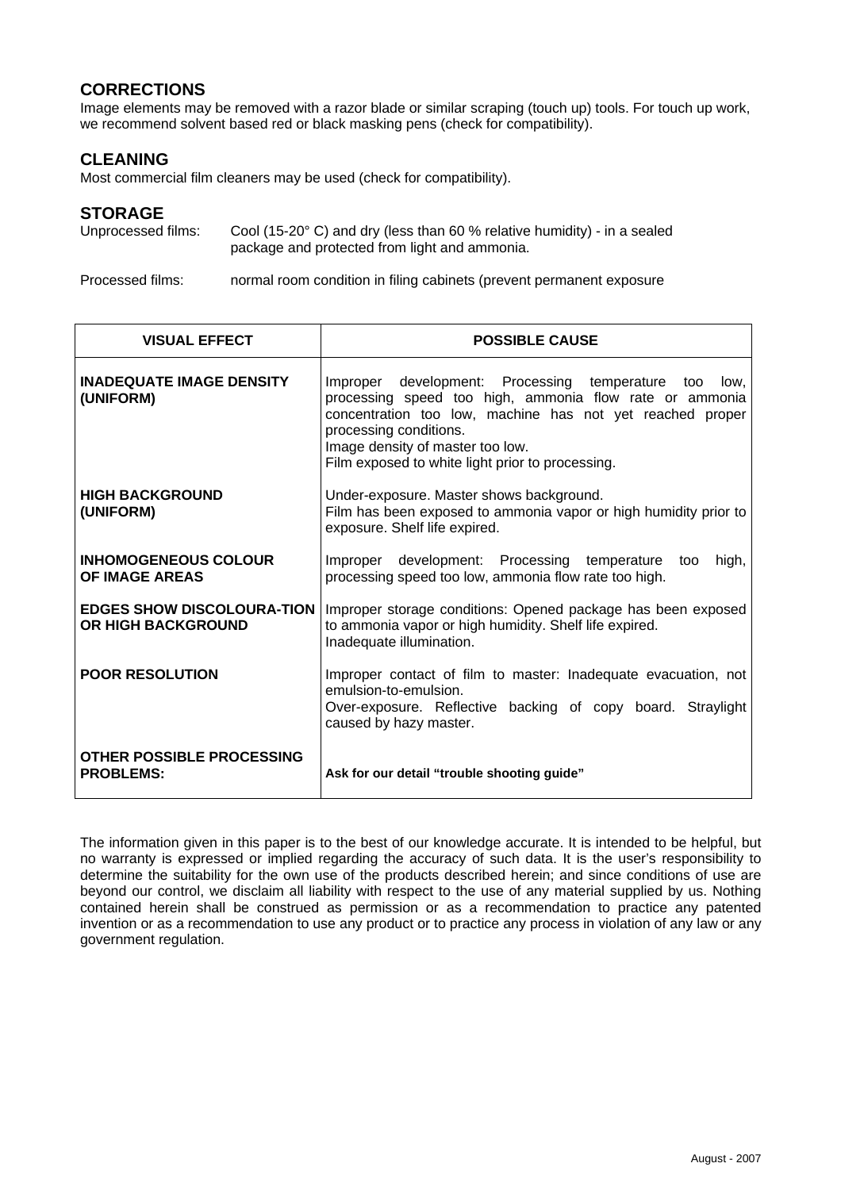## CORRECTIONS

Image elements may be removed with a razor blade or similar scraping (touch up) tools. For touch up work, we recommend solvent based red or black masking pens (check for compatibility).

## CLEANING

Most commercial film cleaners may be used (check for compatibility).

## STORAGE

Unprocessed films: Cool (15-20° C) and dry (less than 60 % relative humidity) - in a sealed package and protected from light and ammonia.

Processed films: normal room condition in filing cabinets (prevent permanent exposure

| VISUAL EFFECT | POSSIBLE CAUSE |
|---|---|
| **INADEQUATE IMAGE DENSITY (UNIFORM)** | Improper development: Processing temperature too low, processing speed too high, ammonia flow rate or ammonia concentration too low, machine has not yet reached proper processing conditions.<br>Image density of master too low.<br>Film exposed to white light prior to processing. |
| **HIGH BACKGROUND (UNIFORM)** | Under-exposure. Master shows background.<br>Film has been exposed to ammonia vapor or high humidity prior to exposure. Shelf life expired. |
| **INHOMOGENEOUS COLOUR OF IMAGE AREAS** | Improper development: Processing temperature too high, processing speed too low, ammonia flow rate too high. |
| **EDGES SHOW DISCOLOURA-TION OR HIGH BACKGROUND** | Improper storage conditions: Opened package has been exposed to ammonia vapor or high humidity. Shelf life expired.<br>Inadequate illumination. |
| **POOR RESOLUTION** | Improper contact of film to master: Inadequate evacuation, not emulsion-to-emulsion.<br>Over-exposure. Reflective backing of copy board. Straylight caused by hazy master. |
| **OTHER POSSIBLE PROCESSING PROBLEMS:** | **Ask for our detail "trouble shooting guide"** |

The information given in this paper is to the best of our knowledge accurate. It is intended to be helpful, but no warranty is expressed or implied regarding the accuracy of such data. It is the user's responsibility to determine the suitability for the own use of the products described herein; and since conditions of use are beyond our control, we disclaim all liability with respect to the use of any material supplied by us. Nothing contained herein shall be construed as permission or as a recommendation to practice any patented invention or as a recommendation to use any product or to practice any process in violation of any law or any government regulation.

August - 2007